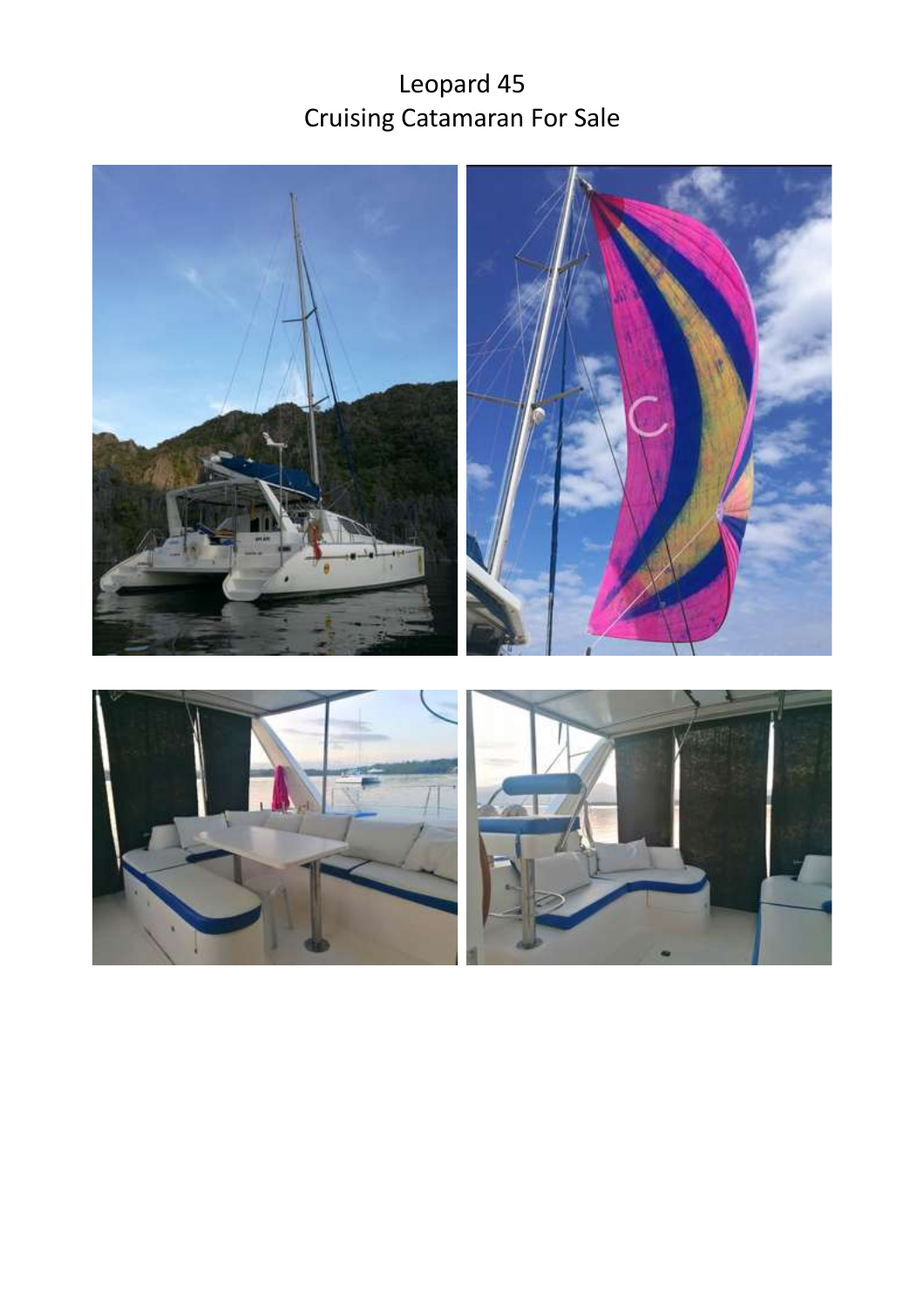# Leopard 45
# Cruising Catamaran For Sale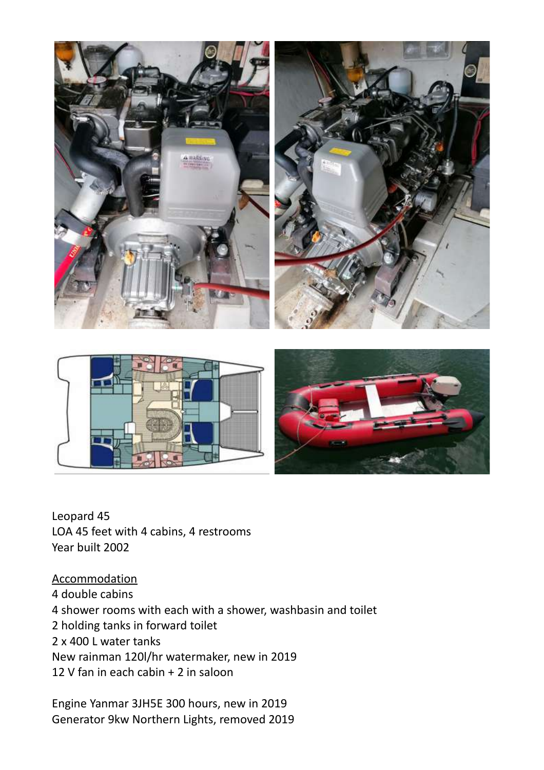Leopard 45
LOA 45 feet with 4 cabins, 4 restrooms
Year built 2002

<u>Accommodation</u>
4 double cabins
4 shower rooms with each with a shower, washbasin and toilet
2 holding tanks in forward toilet
2 x 400 L water tanks
New rainman 120l/hr watermaker, new in 2019
12 V fan in each cabin + 2 in saloon

Engine Yanmar 3JH5E 300 hours, new in 2019
Generator 9kw Northern Lights, removed 2019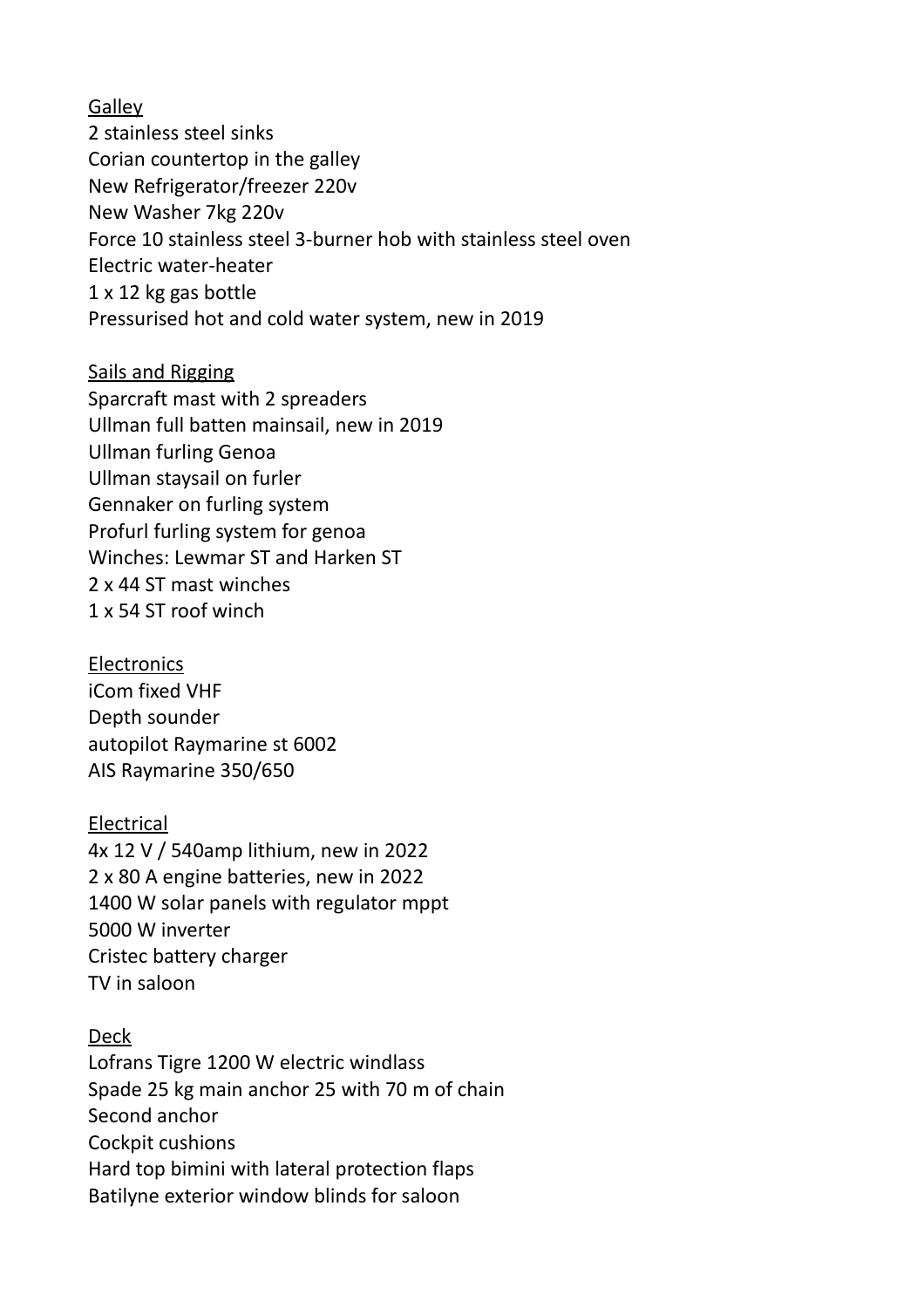Galley

2 stainless steel sinks
Corian countertop in the galley
New Refrigerator/freezer 220v
New Washer 7kg 220v
Force 10 stainless steel 3-burner hob with stainless steel oven
Electric water-heater
1 x 12 kg gas bottle
Pressurised hot and cold water system, new in 2019

Sails and Rigging

Sparcraft mast with 2 spreaders
Ullman full batten mainsail, new in 2019
Ullman furling Genoa
Ullman staysail on furler
Gennaker on furling system
Profurl furling system for genoa
Winches: Lewmar ST and Harken ST
2 x 44 ST mast winches
1 x 54 ST roof winch

Electronics

iCom fixed VHF
Depth sounder
autopilot Raymarine st 6002
AIS Raymarine 350/650

Electrical

4x 12 V / 540amp lithium, new in 2022
2 x 80 A engine batteries, new in 2022
1400 W solar panels with regulator mppt
5000 W inverter
Cristec battery charger
TV in saloon

Deck

Lofrans Tigre 1200 W electric windlass
Spade 25 kg main anchor 25 with 70 m of chain
Second anchor
Cockpit cushions
Hard top bimini with lateral protection flaps
Batilyne exterior window blinds for saloon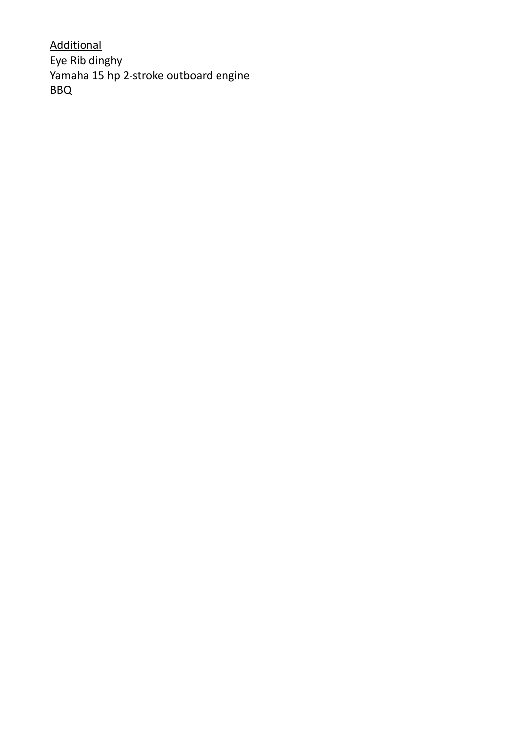<u>Additional</u>

Eye Rib dinghy
Yamaha 15 hp 2-stroke outboard engine
BBQ